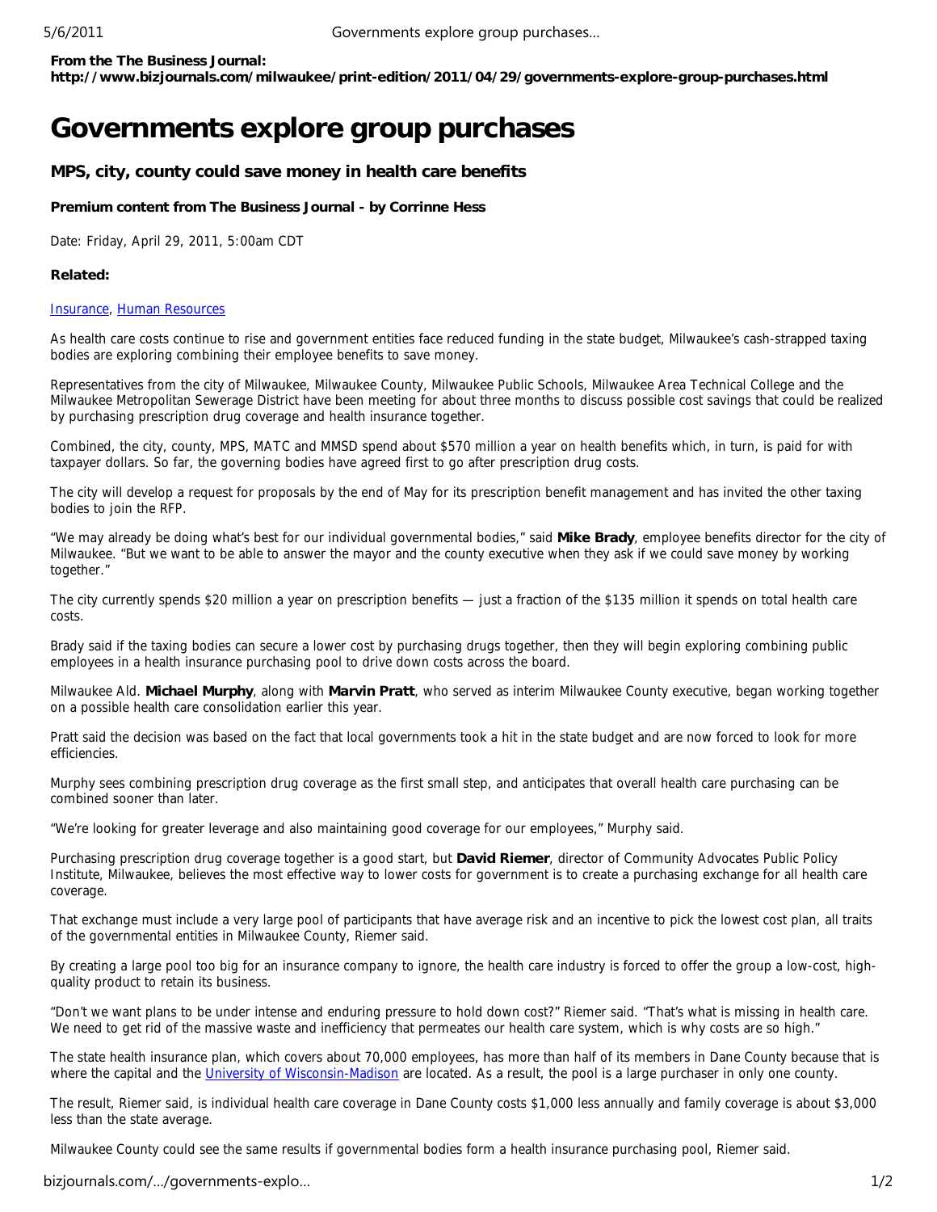**From the The Business Journal:**
**http://www.bizjournals.com/milwaukee/print-edition/2011/04/29/governments-explore-group-purchases.html**

# Governments explore group purchases

### MPS, city, county could save money in health care benefits

**Premium content from The Business Journal - by Corrinne Hess**

Date: Friday, April 29, 2011, 5:00am CDT

**Related:**

Insurance, Human Resources

As health care costs continue to rise and government entities face reduced funding in the state budget, Milwaukee's cash-strapped taxing bodies are exploring combining their employee benefits to save money.

Representatives from the city of Milwaukee, Milwaukee County, Milwaukee Public Schools, Milwaukee Area Technical College and the Milwaukee Metropolitan Sewerage District have been meeting for about three months to discuss possible cost savings that could be realized by purchasing prescription drug coverage and health insurance together.

Combined, the city, county, MPS, MATC and MMSD spend about $570 million a year on health benefits which, in turn, is paid for with taxpayer dollars. So far, the governing bodies have agreed first to go after prescription drug costs.

The city will develop a request for proposals by the end of May for its prescription benefit management and has invited the other taxing bodies to join the RFP.

"We may already be doing what's best for our individual governmental bodies," said **Mike Brady**, employee benefits director for the city of Milwaukee. "But we want to be able to answer the mayor and the county executive when they ask if we could save money by working together."

The city currently spends $20 million a year on prescription benefits — just a fraction of the $135 million it spends on total health care costs.

Brady said if the taxing bodies can secure a lower cost by purchasing drugs together, then they will begin exploring combining public employees in a health insurance purchasing pool to drive down costs across the board.

Milwaukee Ald. **Michael Murphy**, along with **Marvin Pratt**, who served as interim Milwaukee County executive, began working together on a possible health care consolidation earlier this year.

Pratt said the decision was based on the fact that local governments took a hit in the state budget and are now forced to look for more efficiencies.

Murphy sees combining prescription drug coverage as the first small step, and anticipates that overall health care purchasing can be combined sooner than later.

"We're looking for greater leverage and also maintaining good coverage for our employees," Murphy said.

Purchasing prescription drug coverage together is a good start, but **David Riemer**, director of Community Advocates Public Policy Institute, Milwaukee, believes the most effective way to lower costs for government is to create a purchasing exchange for all health care coverage.

That exchange must include a very large pool of participants that have average risk and an incentive to pick the lowest cost plan, all traits of the governmental entities in Milwaukee County, Riemer said.

By creating a large pool too big for an insurance company to ignore, the health care industry is forced to offer the group a low-cost, high-quality product to retain its business.

"Don't we want plans to be under intense and enduring pressure to hold down cost?" Riemer said. "That's what is missing in health care. We need to get rid of the massive waste and inefficiency that permeates our health care system, which is why costs are so high."

The state health insurance plan, which covers about 70,000 employees, has more than half of its members in Dane County because that is where the capital and the University of Wisconsin-Madison are located. As a result, the pool is a large purchaser in only one county.

The result, Riemer said, is individual health care coverage in Dane County costs $1,000 less annually and family coverage is about $3,000 less than the state average.

Milwaukee County could see the same results if governmental bodies form a health insurance purchasing pool, Riemer said.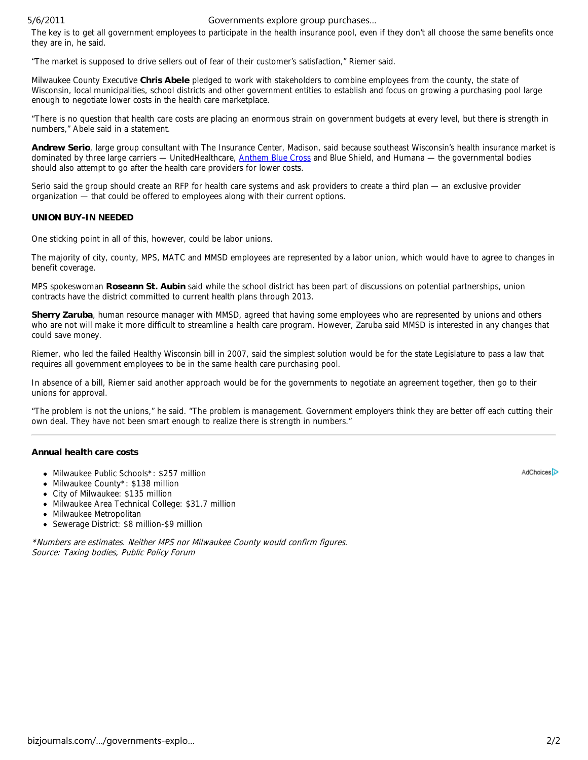The key is to get all government employees to participate in the health insurance pool, even if they don't all choose the same benefits once they are in, he said.

"The market is supposed to drive sellers out of fear of their customer's satisfaction," Riemer said.

Milwaukee County Executive **Chris Abele** pledged to work with stakeholders to combine employees from the county, the state of Wisconsin, local municipalities, school districts and other government entities to establish and focus on growing a purchasing pool large enough to negotiate lower costs in the health care marketplace.

"There is no question that health care costs are placing an enormous strain on government budgets at every level, but there is strength in numbers," Abele said in a statement.

**Andrew Serio**, large group consultant with The Insurance Center, Madison, said because southeast Wisconsin's health insurance market is dominated by three large carriers — UnitedHealthcare, Anthem Blue Cross and Blue Shield, and Humana — the governmental bodies should also attempt to go after the health care providers for lower costs.

Serio said the group should create an RFP for health care systems and ask providers to create a third plan — an exclusive provider organization — that could be offered to employees along with their current options.

**UNION BUY-IN NEEDED**

One sticking point in all of this, however, could be labor unions.

The majority of city, county, MPS, MATC and MMSD employees are represented by a labor union, which would have to agree to changes in benefit coverage.

MPS spokeswoman **Roseann St. Aubin** said while the school district has been part of discussions on potential partnerships, union contracts have the district committed to current health plans through 2013.

**Sherry Zaruba**, human resource manager with MMSD, agreed that having some employees who are represented by unions and others who are not will make it more difficult to streamline a health care program. However, Zaruba said MMSD is interested in any changes that could save money.

Riemer, who led the failed Healthy Wisconsin bill in 2007, said the simplest solution would be for the state Legislature to pass a law that requires all government employees to be in the same health care purchasing pool.

In absence of a bill, Riemer said another approach would be for the governments to negotiate an agreement together, then go to their unions for approval.

"The problem is not the unions," he said. "The problem is management. Government employers think they are better off each cutting their own deal. They have not been smart enough to realize there is strength in numbers."

---

**Annual health care costs**

- Milwaukee Public Schools*: $257 million
- Milwaukee County*: $138 million
- City of Milwaukee: $135 million
- Milwaukee Area Technical College: $31.7 million
- Milwaukee Metropolitan
- Sewerage District: $8 million-$9 million

*\*Numbers are estimates. Neither MPS nor Milwaukee County would confirm figures.*
*Source: Taxing bodies, Public Policy Forum*